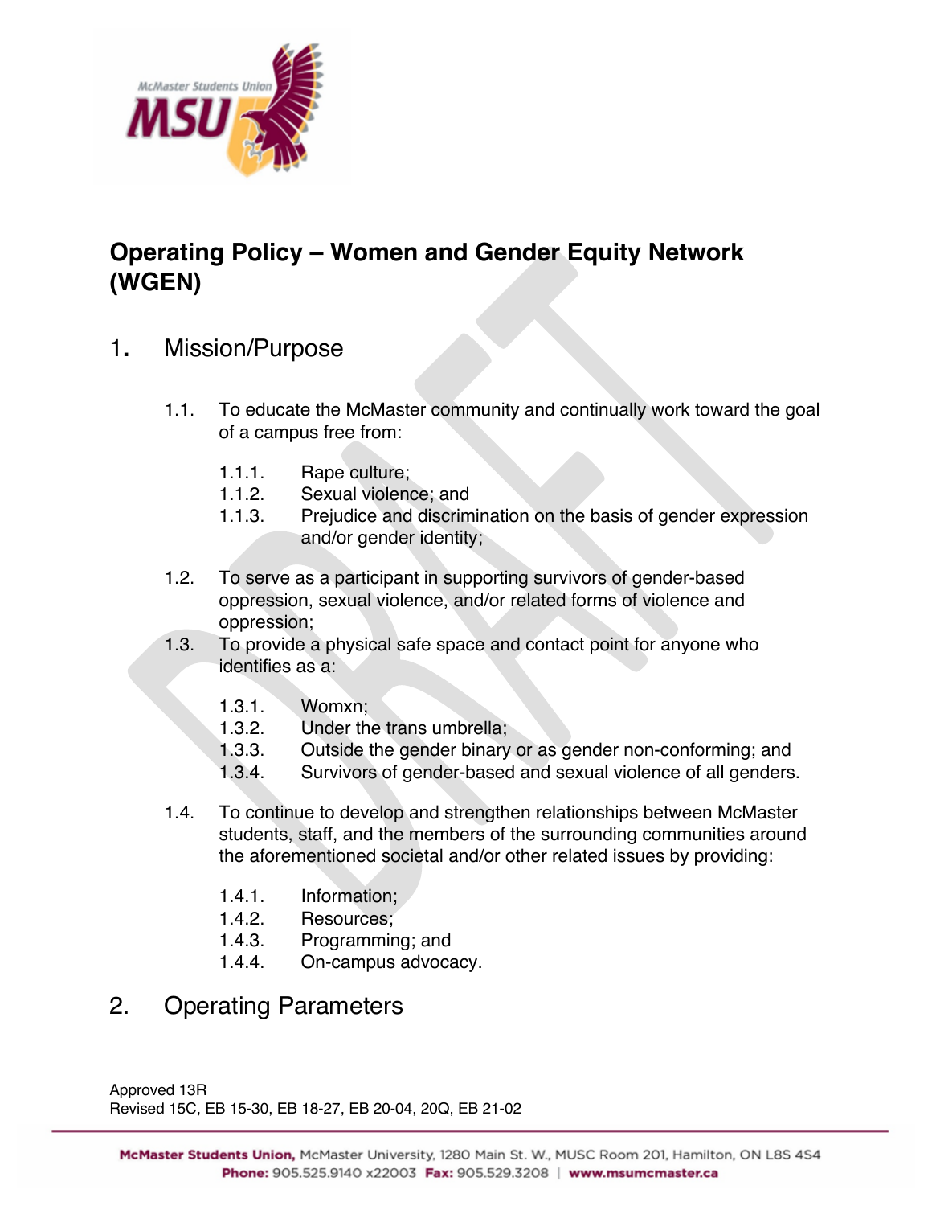# Operating Policy – Women and Gender Equity Network (WGEN)

## 1. Mission/Purpose

1.1. To educate the McMaster community and continually work toward the goal of a campus free from:

- 1.1.1. Rape culture;
- 1.1.2. Sexual violence; and
- 1.1.3. Prejudice and discrimination on the basis of gender expression and/or gender identity;

1.2. To serve as a participant in supporting survivors of gender-based oppression, sexual violence, and/or related forms of violence and oppression;

1.3. To provide a physical safe space and contact point for anyone who identifies as a:

- 1.3.1. Womxn;
- 1.3.2. Under the trans umbrella;
- 1.3.3. Outside the gender binary or as gender non-conforming; and
- 1.3.4. Survivors of gender-based and sexual violence of all genders.

1.4. To continue to develop and strengthen relationships between McMaster students, staff, and the members of the surrounding communities around the aforementioned societal and/or other related issues by providing:

- 1.4.1. Information;
- 1.4.2. Resources;
- 1.4.3. Programming; and
- 1.4.4. On-campus advocacy.

## 2. Operating Parameters

Approved 13R
Revised 15C, EB 15-30, EB 18-27, EB 20-04, 20Q, EB 21-02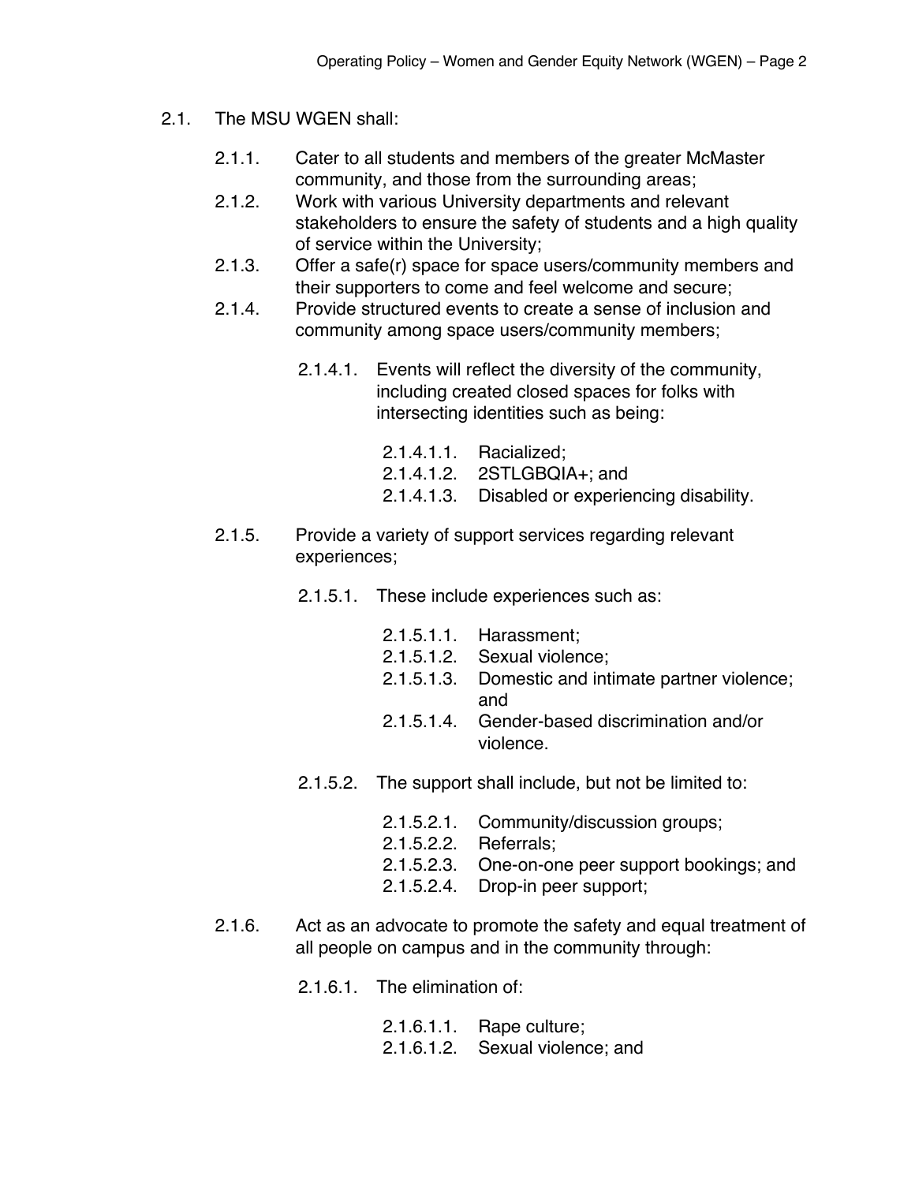2.1. The MSU WGEN shall:

- 2.1.1. Cater to all students and members of the greater McMaster community, and those from the surrounding areas;
- 2.1.2. Work with various University departments and relevant stakeholders to ensure the safety of students and a high quality of service within the University;
- 2.1.3. Offer a safe(r) space for space users/community members and their supporters to come and feel welcome and secure;
- 2.1.4. Provide structured events to create a sense of inclusion and community among space users/community members;
  - 2.1.4.1. Events will reflect the diversity of the community, including created closed spaces for folks with intersecting identities such as being:
    - 2.1.4.1.1. Racialized;
    - 2.1.4.1.2. 2STLGBQIA+; and
    - 2.1.4.1.3. Disabled or experiencing disability.
- 2.1.5. Provide a variety of support services regarding relevant experiences;
  - 2.1.5.1. These include experiences such as:
    - 2.1.5.1.1. Harassment;
    - 2.1.5.1.2. Sexual violence;
    - 2.1.5.1.3. Domestic and intimate partner violence; and
    - 2.1.5.1.4. Gender-based discrimination and/or violence.
  - 2.1.5.2. The support shall include, but not be limited to:
    - 2.1.5.2.1. Community/discussion groups;
    - 2.1.5.2.2. Referrals;
    - 2.1.5.2.3. One-on-one peer support bookings; and
    - 2.1.5.2.4. Drop-in peer support;
- 2.1.6. Act as an advocate to promote the safety and equal treatment of all people on campus and in the community through:
  - 2.1.6.1. The elimination of:
    - 2.1.6.1.1. Rape culture;
    - 2.1.6.1.2. Sexual violence; and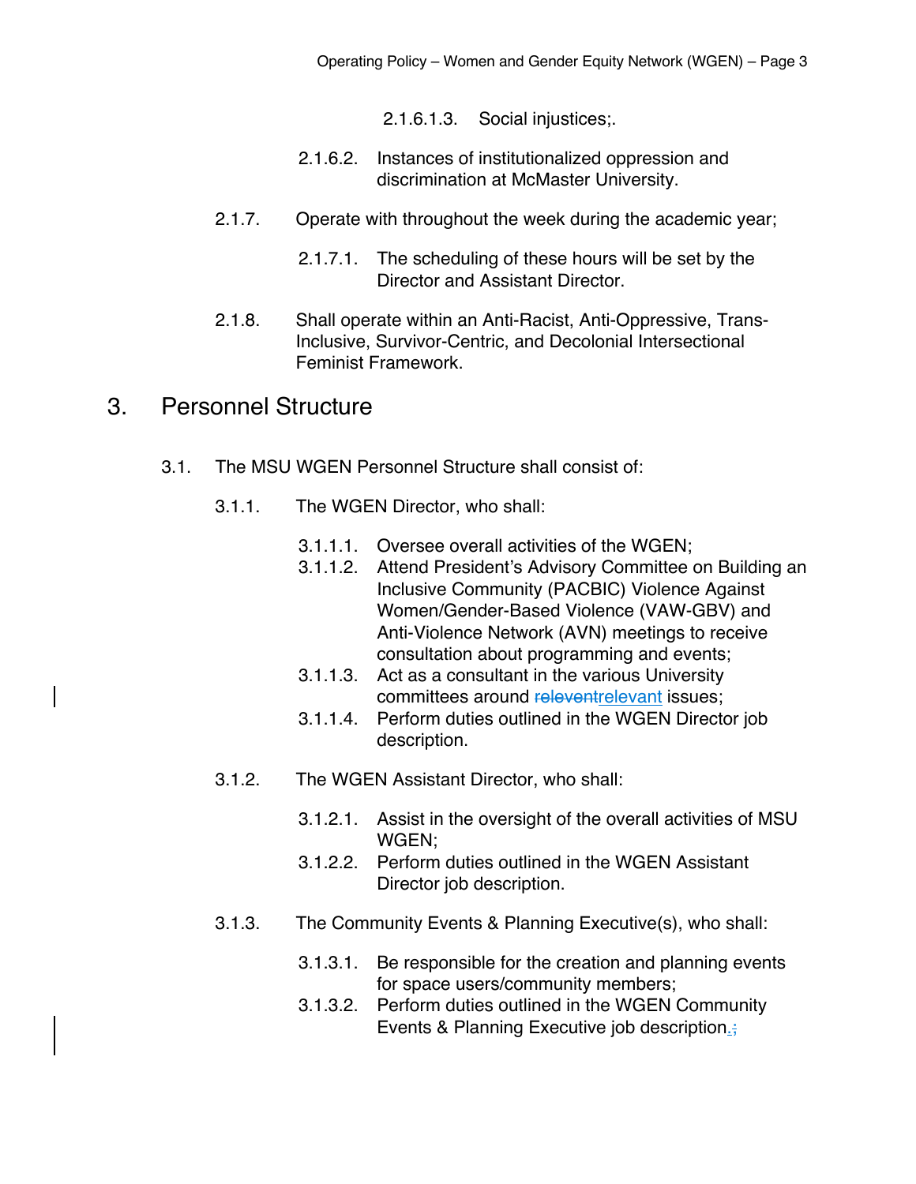2.1.6.1.3. Social injustices;.

2.1.6.2. Instances of institutionalized oppression and discrimination at McMaster University.

2.1.7. Operate with throughout the week during the academic year;

2.1.7.1. The scheduling of these hours will be set by the Director and Assistant Director.

2.1.8. Shall operate within an Anti-Racist, Anti-Oppressive, Trans-Inclusive, Survivor-Centric, and Decolonial Intersectional Feminist Framework.

# 3. Personnel Structure

3.1. The MSU WGEN Personnel Structure shall consist of:

3.1.1. The WGEN Director, who shall:

3.1.1.1. Oversee overall activities of the WGEN;
3.1.1.2. Attend President's Advisory Committee on Building an Inclusive Community (PACBIC) Violence Against Women/Gender-Based Violence (VAW-GBV) and Anti-Violence Network (AVN) meetings to receive consultation about programming and events;
3.1.1.3. Act as a consultant in the various University committees around ~~relevent~~relevant issues;
3.1.1.4. Perform duties outlined in the WGEN Director job description.

3.1.2. The WGEN Assistant Director, who shall:

3.1.2.1. Assist in the oversight of the overall activities of MSU WGEN;
3.1.2.2. Perform duties outlined in the WGEN Assistant Director job description.

3.1.3. The Community Events & Planning Executive(s), who shall:

3.1.3.1. Be responsible for the creation and planning events for space users/community members;
3.1.3.2. Perform duties outlined in the WGEN Community Events & Planning Executive job description.~~;~~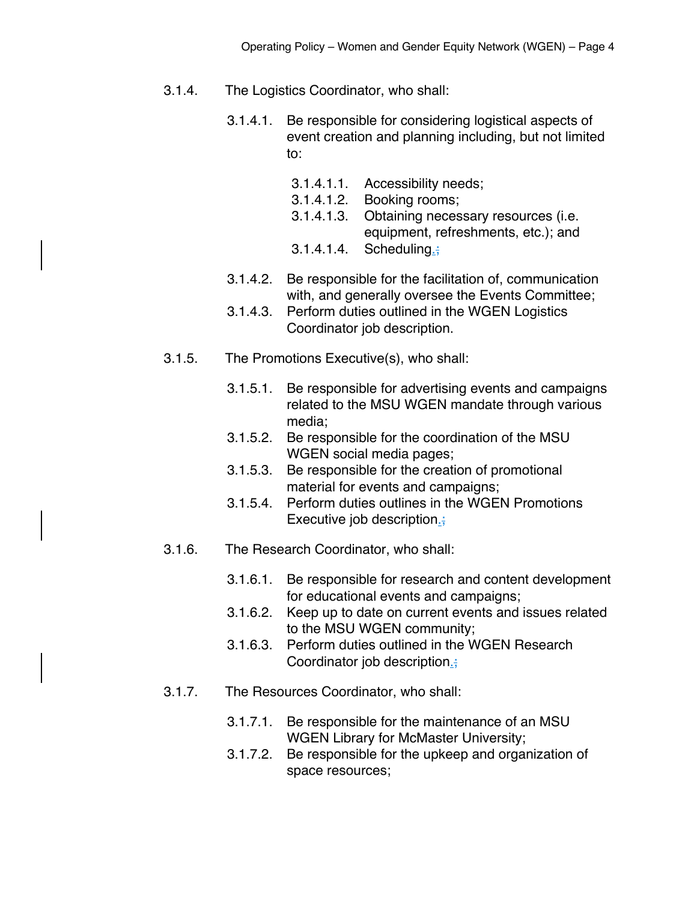3.1.4. The Logistics Coordinator, who shall:

- 3.1.4.1. Be responsible for considering logistical aspects of event creation and planning including, but not limited to:
  - 3.1.4.1.1. Accessibility needs;
  - 3.1.4.1.2. Booking rooms;
  - 3.1.4.1.3. Obtaining necessary resources (i.e. equipment, refreshments, etc.); and
  - 3.1.4.1.4. Scheduling.;
- 3.1.4.2. Be responsible for the facilitation of, communication with, and generally oversee the Events Committee;
- 3.1.4.3. Perform duties outlined in the WGEN Logistics Coordinator job description.

3.1.5. The Promotions Executive(s), who shall:

- 3.1.5.1. Be responsible for advertising events and campaigns related to the MSU WGEN mandate through various media;
- 3.1.5.2. Be responsible for the coordination of the MSU WGEN social media pages;
- 3.1.5.3. Be responsible for the creation of promotional material for events and campaigns;
- 3.1.5.4. Perform duties outlines in the WGEN Promotions Executive job description.;

3.1.6. The Research Coordinator, who shall:

- 3.1.6.1. Be responsible for research and content development for educational events and campaigns;
- 3.1.6.2. Keep up to date on current events and issues related to the MSU WGEN community;
- 3.1.6.3. Perform duties outlined in the WGEN Research Coordinator job description.;

3.1.7. The Resources Coordinator, who shall:

- 3.1.7.1. Be responsible for the maintenance of an MSU WGEN Library for McMaster University;
- 3.1.7.2. Be responsible for the upkeep and organization of space resources;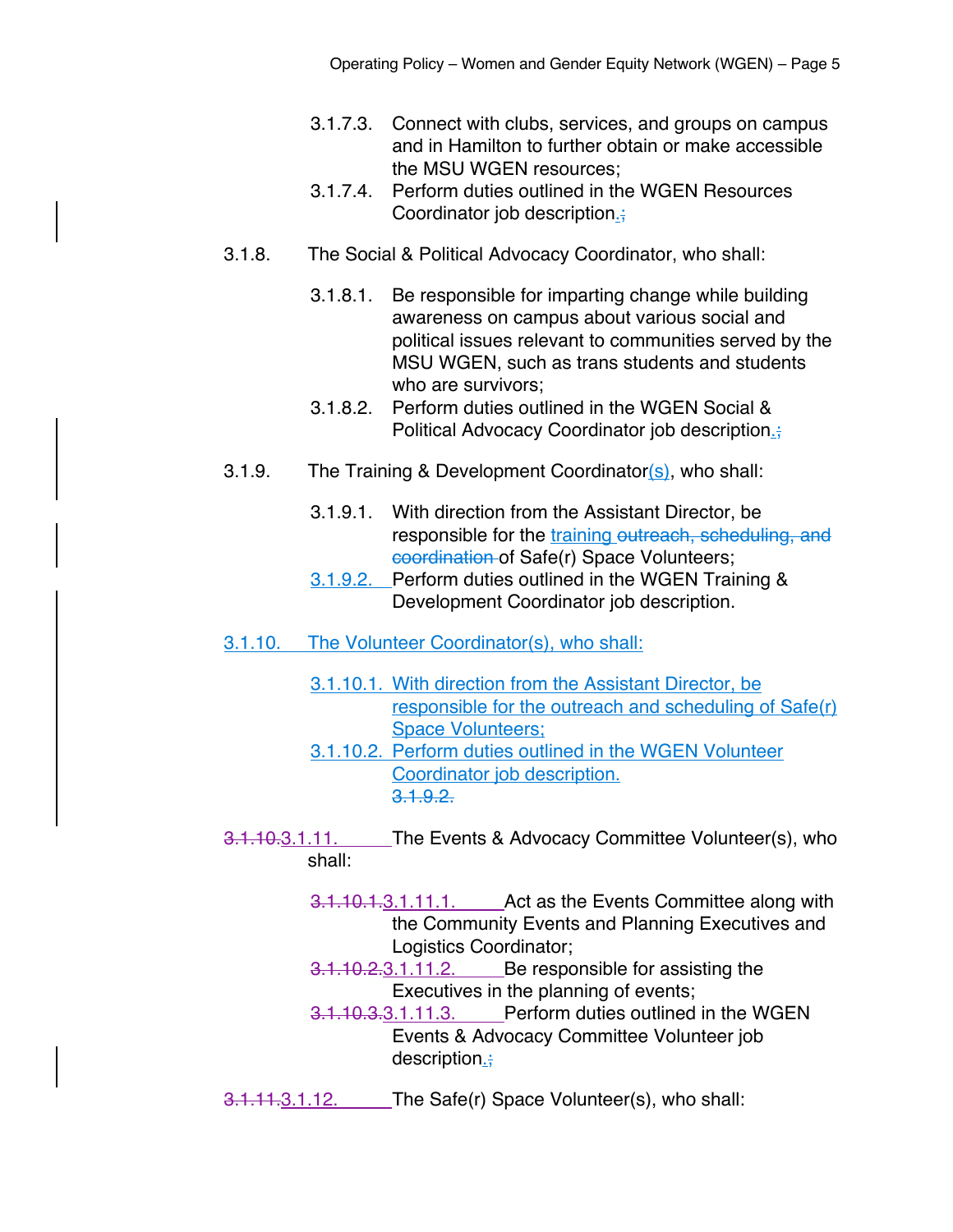- 3.1.7.3. Connect with clubs, services, and groups on campus and in Hamilton to further obtain or make accessible the MSU WGEN resources;
- 3.1.7.4. Perform duties outlined in the WGEN Resources Coordinator job description.;

3.1.8. The Social & Political Advocacy Coordinator, who shall:

- 3.1.8.1. Be responsible for imparting change while building awareness on campus about various social and political issues relevant to communities served by the MSU WGEN, such as trans students and students who are survivors;
- 3.1.8.2. Perform duties outlined in the WGEN Social & Political Advocacy Coordinator job description.;

3.1.9. The Training & Development Coordinator(s), who shall:

- 3.1.9.1. With direction from the Assistant Director, be responsible for the training outreach, scheduling, and coordination of Safe(r) Space Volunteers;
- 3.1.9.2. Perform duties outlined in the WGEN Training & Development Coordinator job description.

3.1.10. The Volunteer Coordinator(s), who shall:

- 3.1.10.1. With direction from the Assistant Director, be responsible for the outreach and scheduling of Safe(r) Space Volunteers;
- 3.1.10.2. Perform duties outlined in the WGEN Volunteer Coordinator job description.
  3.1.9.2.

3.1.10.3.1.11. The Events & Advocacy Committee Volunteer(s), who shall:

- 3.1.10.1.3.1.11.1. Act as the Events Committee along with the Community Events and Planning Executives and Logistics Coordinator;
- 3.1.10.2.3.1.11.2. Be responsible for assisting the Executives in the planning of events;
- 3.1.10.3.3.1.11.3. Perform duties outlined in the WGEN Events & Advocacy Committee Volunteer job description.;

3.1.11.3.1.12. The Safe(r) Space Volunteer(s), who shall: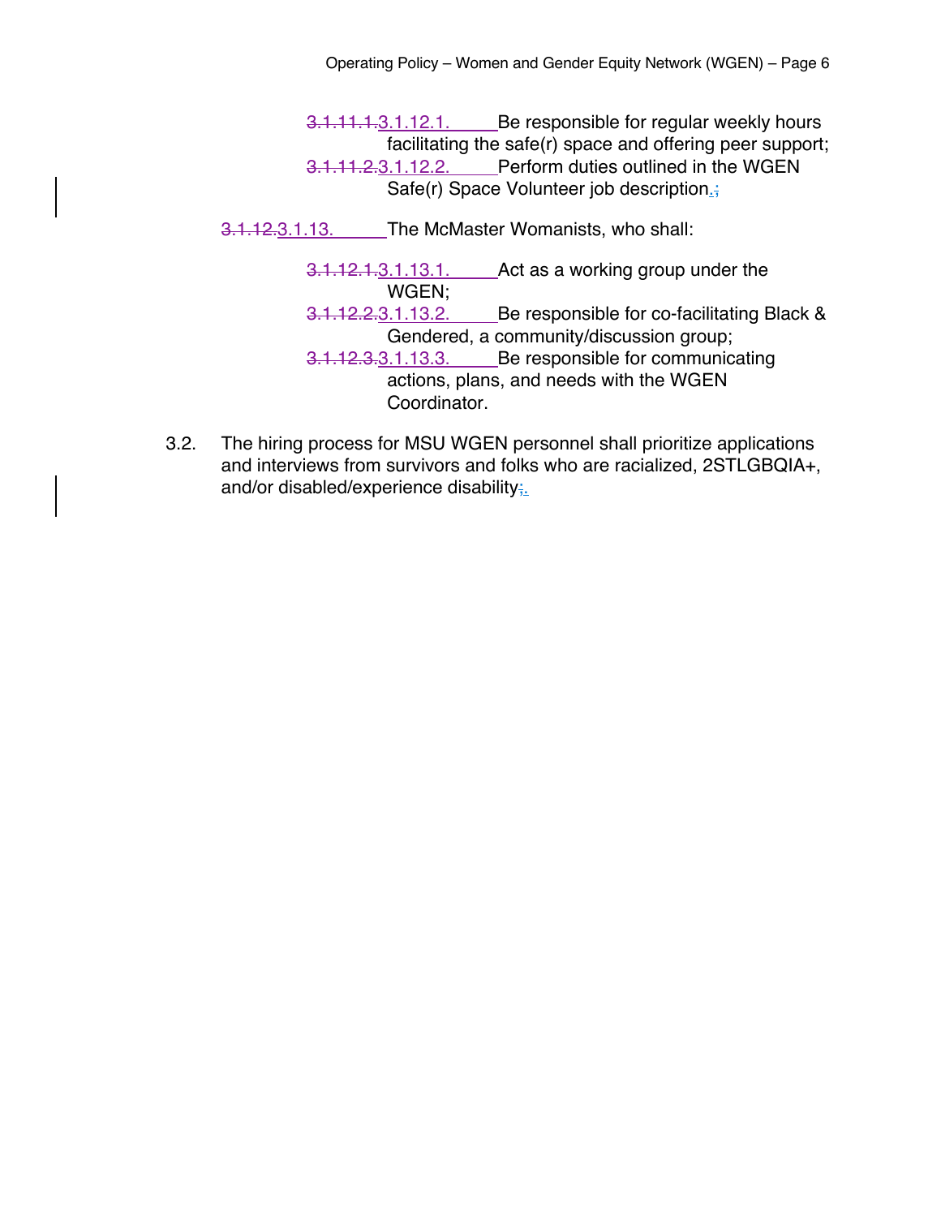3.1.11.1.3.1.12.1. Be responsible for regular weekly hours facilitating the safe(r) space and offering peer support;

3.1.11.2.3.1.12.2. Perform duties outlined in the WGEN Safe(r) Space Volunteer job description.;

3.1.12.3.1.13. The McMaster Womanists, who shall:

3.1.12.1.3.1.13.1. Act as a working group under the WGEN;

3.1.12.2.3.1.13.2. Be responsible for co-facilitating Black & Gendered, a community/discussion group;

3.1.12.3.3.1.13.3. Be responsible for communicating actions, plans, and needs with the WGEN Coordinator.

3.2. The hiring process for MSU WGEN personnel shall prioritize applications and interviews from survivors and folks who are racialized, 2STLGBQIA+, and/or disabled/experience disability;.